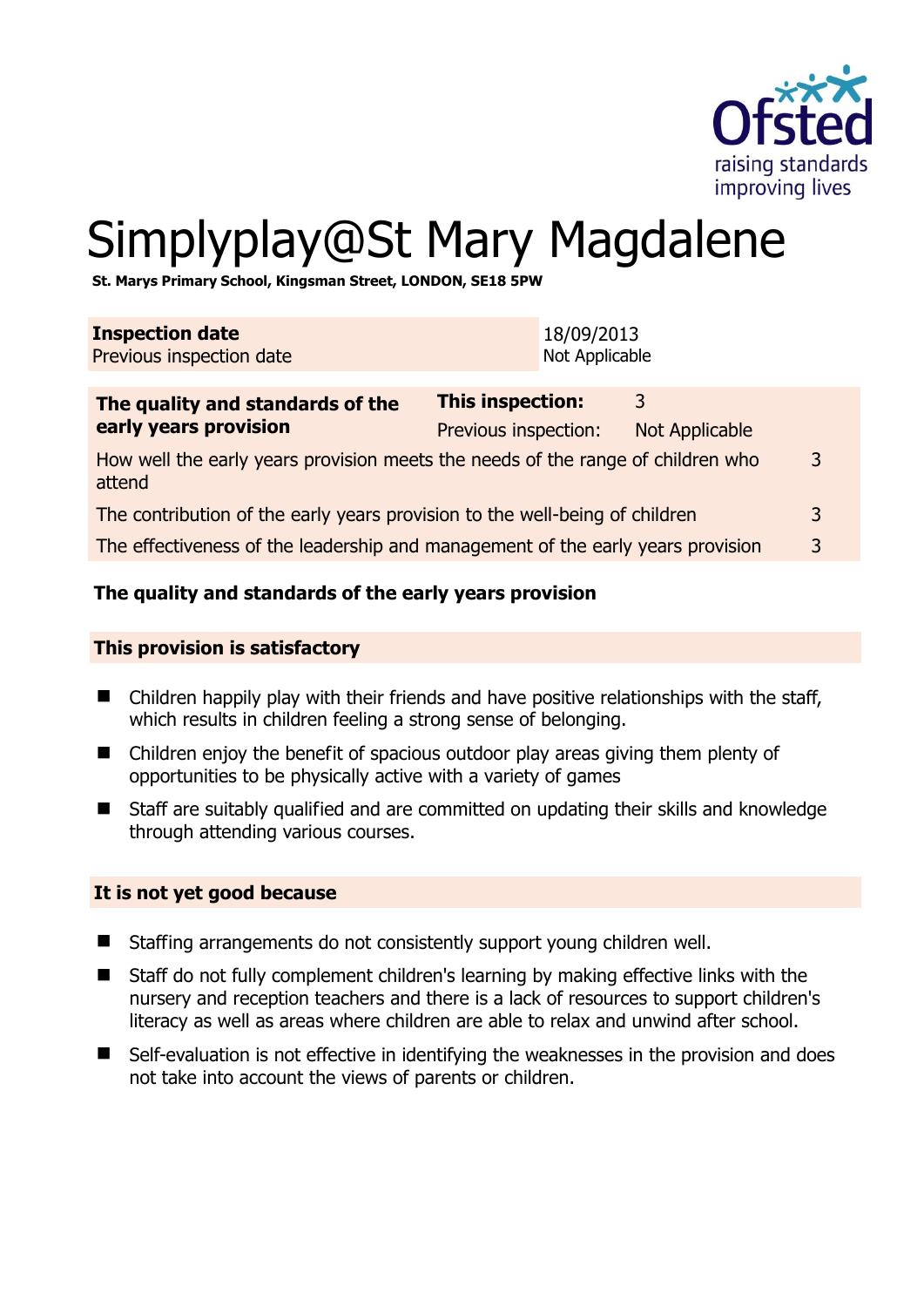# Simplyplay@St Mary Magdalene

**St. Marys Primary School, Kingsman Street, LONDON, SE18 5PW**

| **Inspection date** | 18/09/2013 |
|---|---|
| Previous inspection date | Not Applicable |

| **The quality and standards of the early years provision** | **This inspection:** | 3 | |
|---|---|---|---|
| | Previous inspection: | Not Applicable | |
| How well the early years provision meets the needs of the range of children who attend | | | 3 |
| The contribution of the early years provision to the well-being of children | | | 3 |
| The effectiveness of the leadership and management of the early years provision | | | 3 |

**The quality and standards of the early years provision**

**This provision is satisfactory**

- Children happily play with their friends and have positive relationships with the staff, which results in children feeling a strong sense of belonging.
- Children enjoy the benefit of spacious outdoor play areas giving them plenty of opportunities to be physically active with a variety of games
- Staff are suitably qualified and are committed on updating their skills and knowledge through attending various courses.

**It is not yet good because**

- Staffing arrangements do not consistently support young children well.
- Staff do not fully complement children's learning by making effective links with the nursery and reception teachers and there is a lack of resources to support children's literacy as well as areas where children are able to relax and unwind after school.
- Self-evaluation is not effective in identifying the weaknesses in the provision and does not take into account the views of parents or children.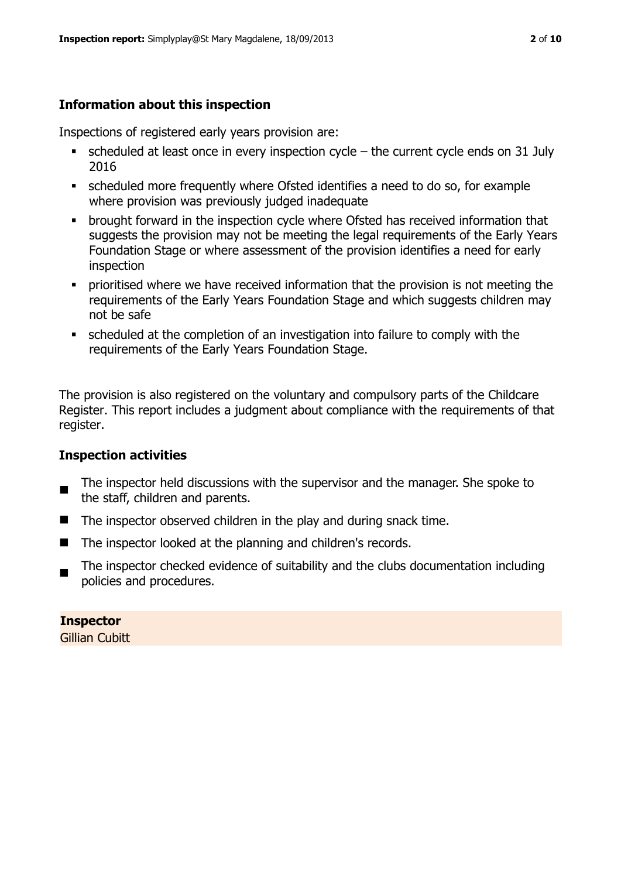## Information about this inspection

Inspections of registered early years provision are:

- scheduled at least once in every inspection cycle – the current cycle ends on 31 July 2016
- scheduled more frequently where Ofsted identifies a need to do so, for example where provision was previously judged inadequate
- brought forward in the inspection cycle where Ofsted has received information that suggests the provision may not be meeting the legal requirements of the Early Years Foundation Stage or where assessment of the provision identifies a need for early inspection
- prioritised where we have received information that the provision is not meeting the requirements of the Early Years Foundation Stage and which suggests children may not be safe
- scheduled at the completion of an investigation into failure to comply with the requirements of the Early Years Foundation Stage.

The provision is also registered on the voluntary and compulsory parts of the Childcare Register. This report includes a judgment about compliance with the requirements of that register.

## Inspection activities

- The inspector held discussions with the supervisor and the manager. She spoke to the staff, children and parents.
- The inspector observed children in the play and during snack time.
- The inspector looked at the planning and children's records.
- The inspector checked evidence of suitability and the clubs documentation including policies and procedures.

**Inspector**
Gillian Cubitt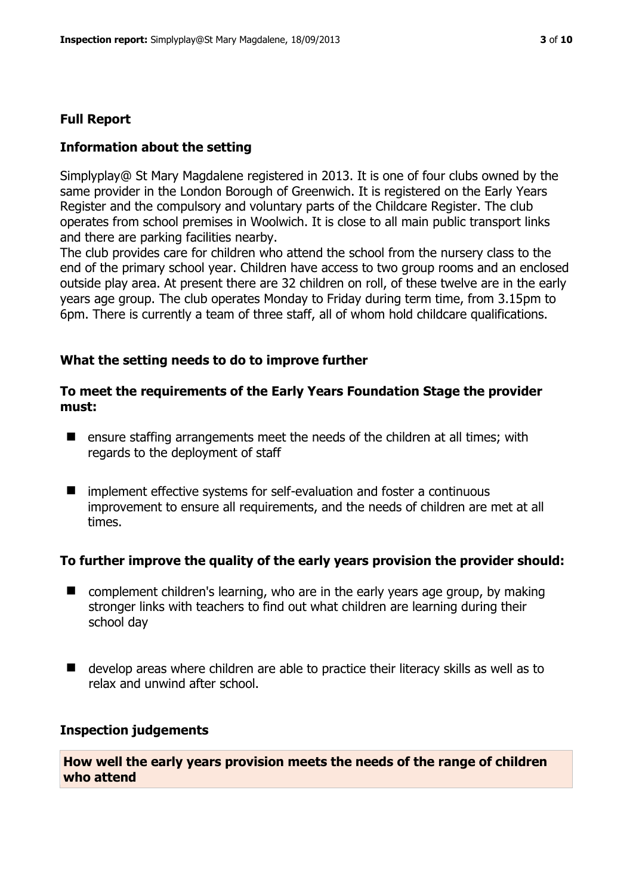## Full Report

### Information about the setting

Simplyplay@ St Mary Magdalene registered in 2013. It is one of four clubs owned by the same provider in the London Borough of Greenwich. It is registered on the Early Years Register and the compulsory and voluntary parts of the Childcare Register. The club operates from school premises in Woolwich. It is close to all main public transport links and there are parking facilities nearby.

The club provides care for children who attend the school from the nursery class to the end of the primary school year. Children have access to two group rooms and an enclosed outside play area. At present there are 32 children on roll, of these twelve are in the early years age group. The club operates Monday to Friday during term time, from 3.15pm to 6pm. There is currently a team of three staff, all of whom hold childcare qualifications.

### What the setting needs to do to improve further

#### To meet the requirements of the Early Years Foundation Stage the provider must:

- ensure staffing arrangements meet the needs of the children at all times; with regards to the deployment of staff
- implement effective systems for self-evaluation and foster a continuous improvement to ensure all requirements, and the needs of children are met at all times.

#### To further improve the quality of the early years provision the provider should:

- complement children's learning, who are in the early years age group, by making stronger links with teachers to find out what children are learning during their school day
- develop areas where children are able to practice their literacy skills as well as to relax and unwind after school.

### Inspection judgements

**How well the early years provision meets the needs of the range of children who attend**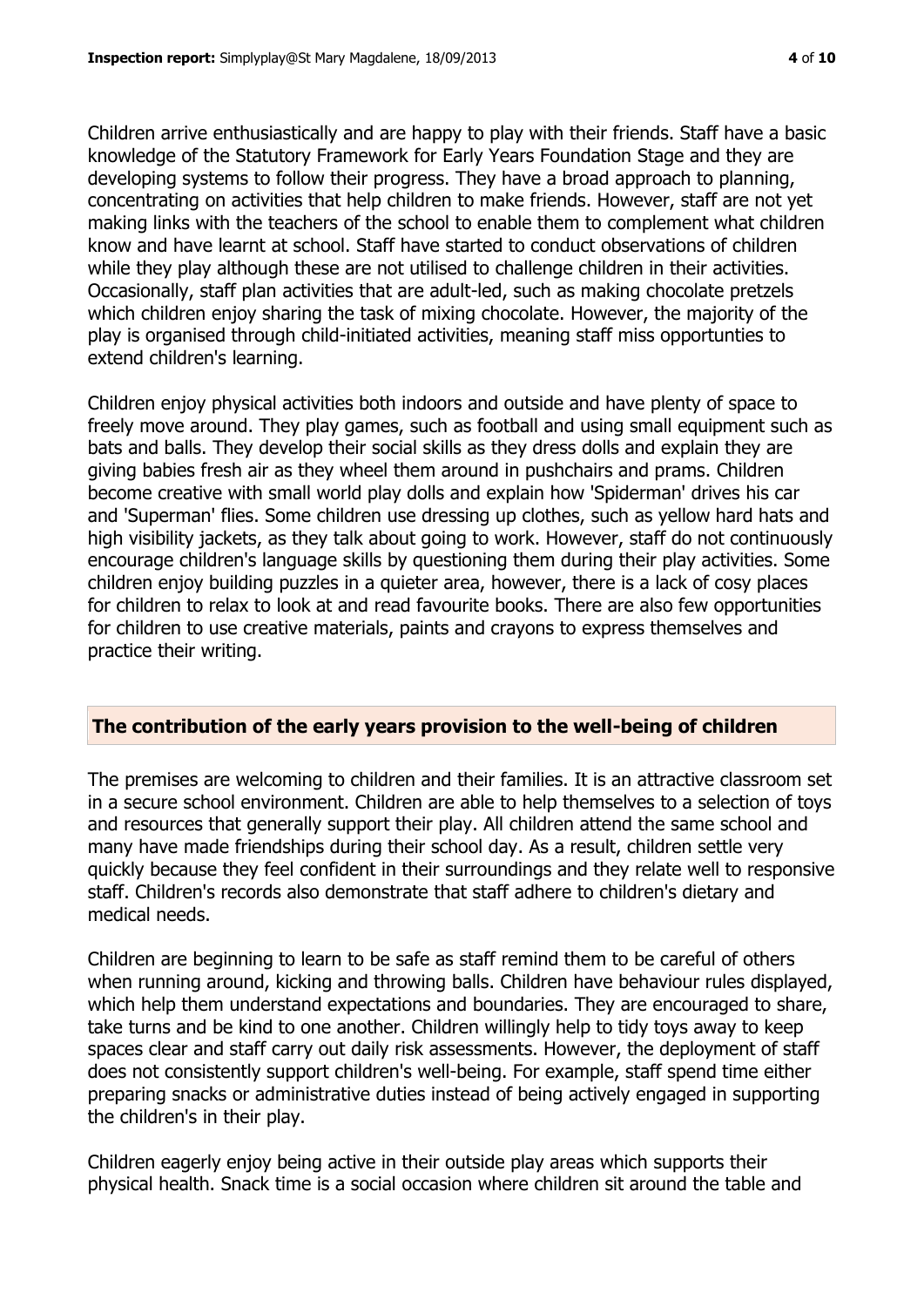Children arrive enthusiastically and are happy to play with their friends. Staff have a basic knowledge of the Statutory Framework for Early Years Foundation Stage and they are developing systems to follow their progress. They have a broad approach to planning, concentrating on activities that help children to make friends. However, staff are not yet making links with the teachers of the school to enable them to complement what children know and have learnt at school. Staff have started to conduct observations of children while they play although these are not utilised to challenge children in their activities. Occasionally, staff plan activities that are adult-led, such as making chocolate pretzels which children enjoy sharing the task of mixing chocolate. However, the majority of the play is organised through child-initiated activities, meaning staff miss opportunties to extend children's learning.

Children enjoy physical activities both indoors and outside and have plenty of space to freely move around. They play games, such as football and using small equipment such as bats and balls. They develop their social skills as they dress dolls and explain they are giving babies fresh air as they wheel them around in pushchairs and prams. Children become creative with small world play dolls and explain how 'Spiderman' drives his car and 'Superman' flies. Some children use dressing up clothes, such as yellow hard hats and high visibility jackets, as they talk about going to work. However, staff do not continuously encourage children's language skills by questioning them during their play activities. Some children enjoy building puzzles in a quieter area, however, there is a lack of cosy places for children to relax to look at and read favourite books. There are also few opportunities for children to use creative materials, paints and crayons to express themselves and practice their writing.

## The contribution of the early years provision to the well-being of children

The premises are welcoming to children and their families. It is an attractive classroom set in a secure school environment. Children are able to help themselves to a selection of toys and resources that generally support their play. All children attend the same school and many have made friendships during their school day. As a result, children settle very quickly because they feel confident in their surroundings and they relate well to responsive staff. Children's records also demonstrate that staff adhere to children's dietary and medical needs.

Children are beginning to learn to be safe as staff remind them to be careful of others when running around, kicking and throwing balls. Children have behaviour rules displayed, which help them understand expectations and boundaries. They are encouraged to share, take turns and be kind to one another. Children willingly help to tidy toys away to keep spaces clear and staff carry out daily risk assessments. However, the deployment of staff does not consistently support children's well-being. For example, staff spend time either preparing snacks or administrative duties instead of being actively engaged in supporting the children's in their play.

Children eagerly enjoy being active in their outside play areas which supports their physical health. Snack time is a social occasion where children sit around the table and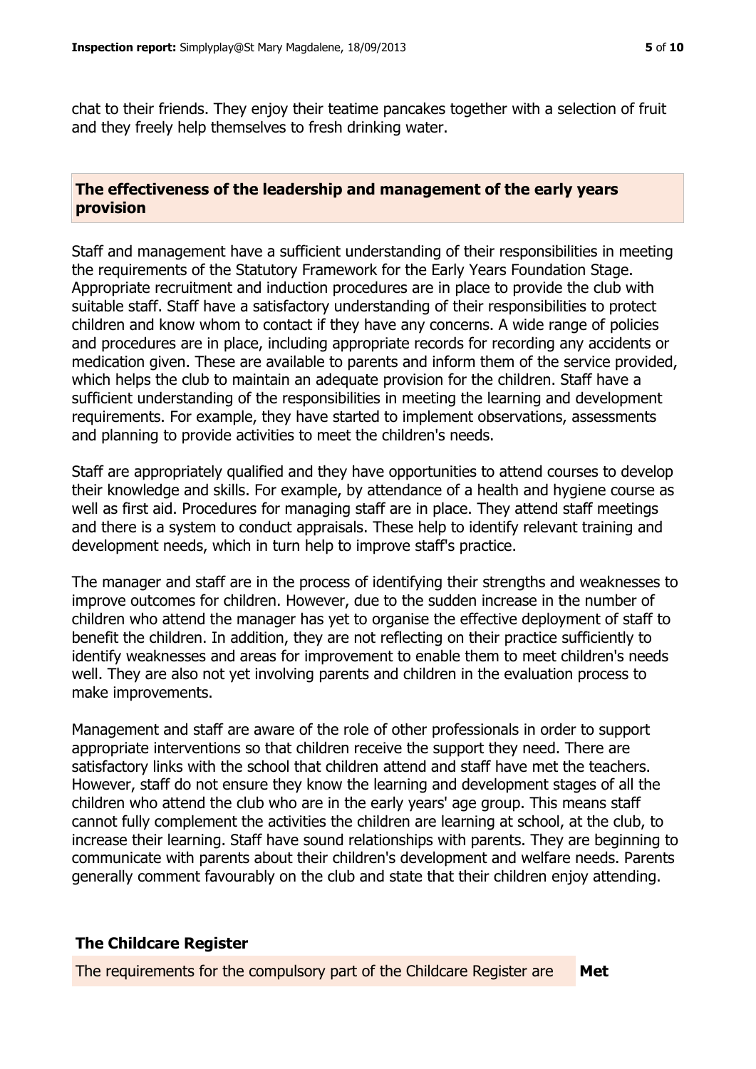chat to their friends. They enjoy their teatime pancakes together with a selection of fruit and they freely help themselves to fresh drinking water.

## The effectiveness of the leadership and management of the early years provision

Staff and management have a sufficient understanding of their responsibilities in meeting the requirements of the Statutory Framework for the Early Years Foundation Stage. Appropriate recruitment and induction procedures are in place to provide the club with suitable staff. Staff have a satisfactory understanding of their responsibilities to protect children and know whom to contact if they have any concerns. A wide range of policies and procedures are in place, including appropriate records for recording any accidents or medication given. These are available to parents and inform them of the service provided, which helps the club to maintain an adequate provision for the children. Staff have a sufficient understanding of the responsibilities in meeting the learning and development requirements. For example, they have started to implement observations, assessments and planning to provide activities to meet the children's needs.

Staff are appropriately qualified and they have opportunities to attend courses to develop their knowledge and skills. For example, by attendance of a health and hygiene course as well as first aid. Procedures for managing staff are in place. They attend staff meetings and there is a system to conduct appraisals. These help to identify relevant training and development needs, which in turn help to improve staff's practice.

The manager and staff are in the process of identifying their strengths and weaknesses to improve outcomes for children. However, due to the sudden increase in the number of children who attend the manager has yet to organise the effective deployment of staff to benefit the children. In addition, they are not reflecting on their practice sufficiently to identify weaknesses and areas for improvement to enable them to meet children's needs well. They are also not yet involving parents and children in the evaluation process to make improvements.

Management and staff are aware of the role of other professionals in order to support appropriate interventions so that children receive the support they need. There are satisfactory links with the school that children attend and staff have met the teachers. However, staff do not ensure they know the learning and development stages of all the children who attend the club who are in the early years' age group. This means staff cannot fully complement the activities the children are learning at school, at the club, to increase their learning. Staff have sound relationships with parents. They are beginning to communicate with parents about their children's development and welfare needs. Parents generally comment favourably on the club and state that their children enjoy attending.

## The Childcare Register

| The requirements for the compulsory part of the Childcare Register are | **Met** |
|---|---|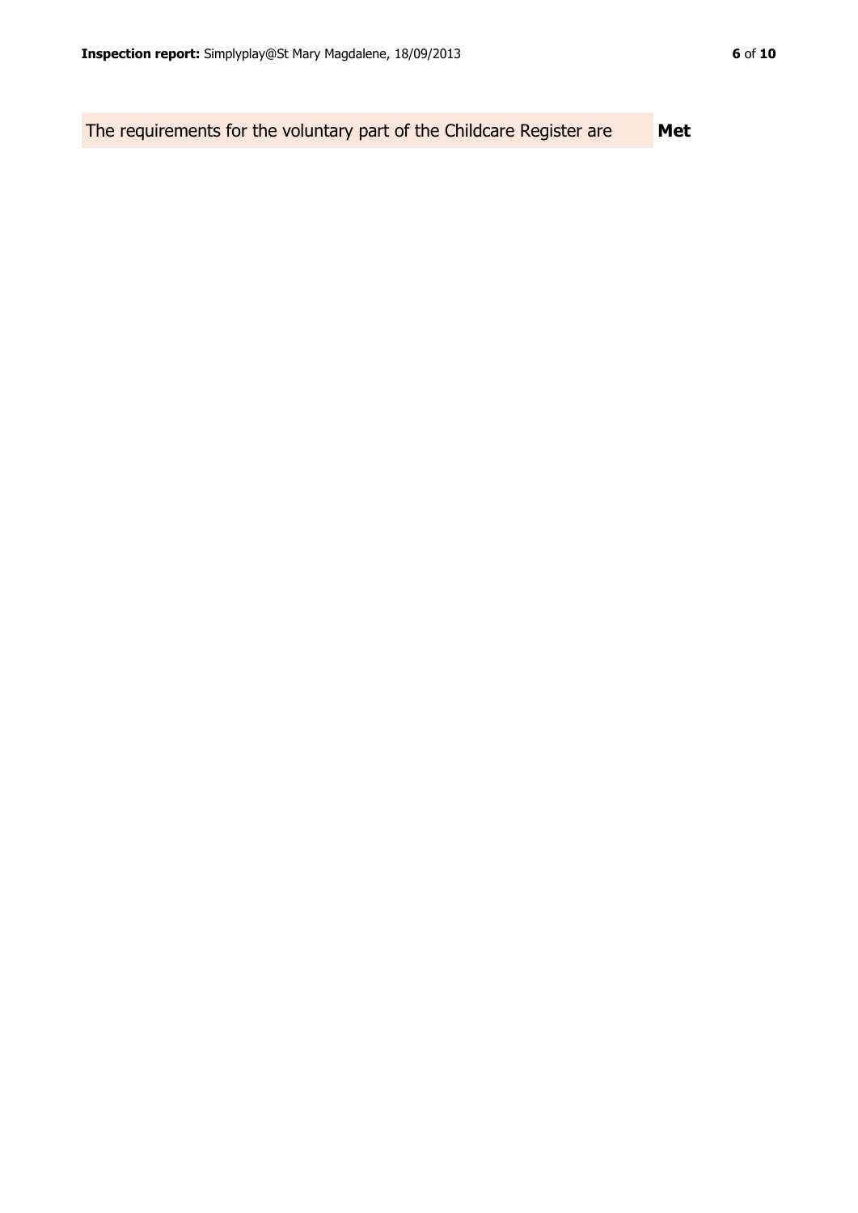| The requirements for the voluntary part of the Childcare Register are | **Met** |
| --- | --- |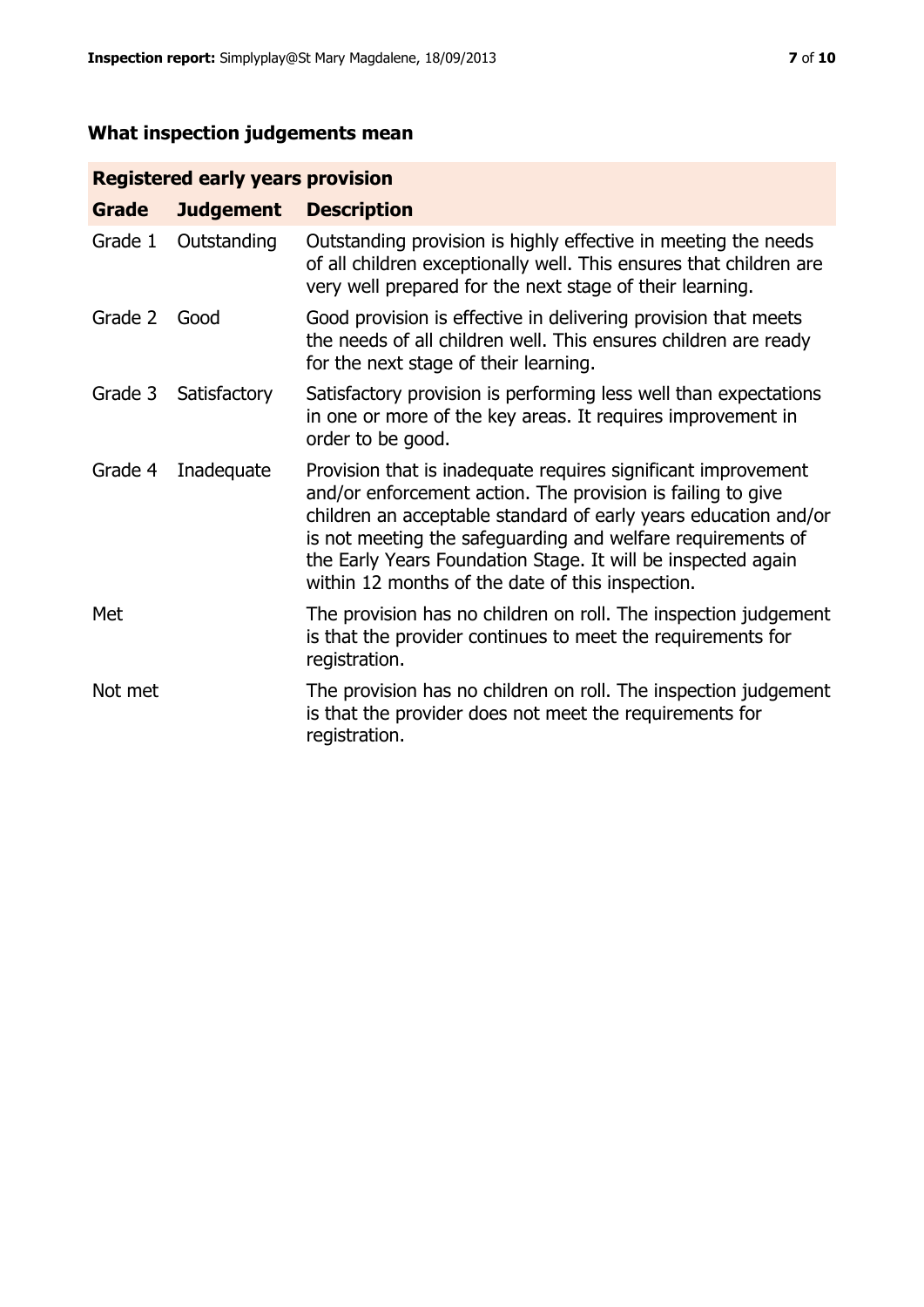## What inspection judgements mean

| Registered early years provision | | |
|---|---|---|
| **Grade** | **Judgement** | **Description** |
| Grade 1 | Outstanding | Outstanding provision is highly effective in meeting the needs of all children exceptionally well. This ensures that children are very well prepared for the next stage of their learning. |
| Grade 2 | Good | Good provision is effective in delivering provision that meets the needs of all children well. This ensures children are ready for the next stage of their learning. |
| Grade 3 | Satisfactory | Satisfactory provision is performing less well than expectations in one or more of the key areas. It requires improvement in order to be good. |
| Grade 4 | Inadequate | Provision that is inadequate requires significant improvement and/or enforcement action. The provision is failing to give children an acceptable standard of early years education and/or is not meeting the safeguarding and welfare requirements of the Early Years Foundation Stage. It will be inspected again within 12 months of the date of this inspection. |
| Met | | The provision has no children on roll. The inspection judgement is that the provider continues to meet the requirements for registration. |
| Not met | | The provision has no children on roll. The inspection judgement is that the provider does not meet the requirements for registration. |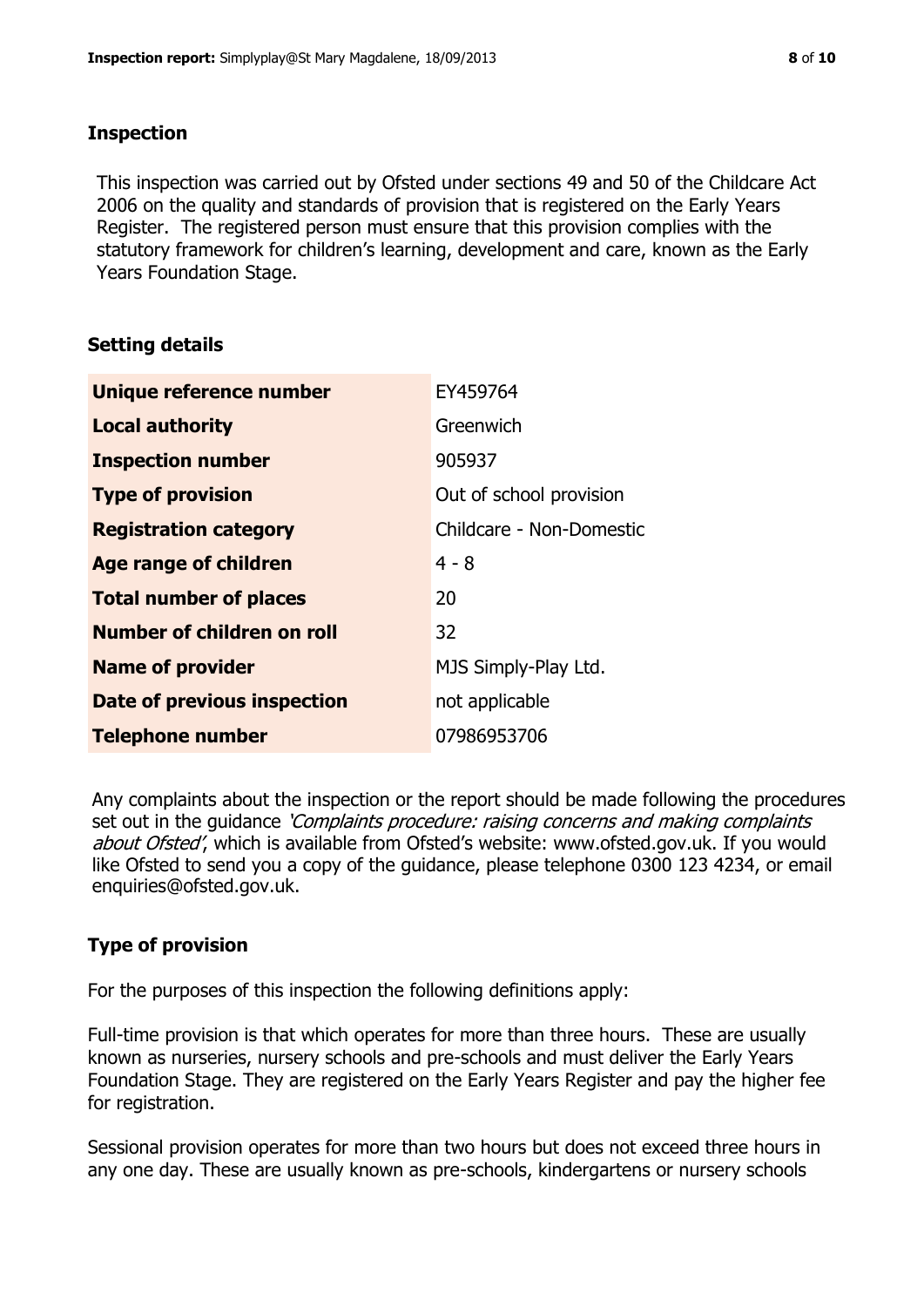## Inspection

This inspection was carried out by Ofsted under sections 49 and 50 of the Childcare Act 2006 on the quality and standards of provision that is registered on the Early Years Register. The registered person must ensure that this provision complies with the statutory framework for children's learning, development and care, known as the Early Years Foundation Stage.

## Setting details

| | |
|---|---|
| **Unique reference number** | EY459764 |
| **Local authority** | Greenwich |
| **Inspection number** | 905937 |
| **Type of provision** | Out of school provision |
| **Registration category** | Childcare - Non-Domestic |
| **Age range of children** | 4 - 8 |
| **Total number of places** | 20 |
| **Number of children on roll** | 32 |
| **Name of provider** | MJS Simply-Play Ltd. |
| **Date of previous inspection** | not applicable |
| **Telephone number** | 07986953706 |

Any complaints about the inspection or the report should be made following the procedures set out in the guidance *'Complaints procedure: raising concerns and making complaints about Ofsted'*, which is available from Ofsted's website: www.ofsted.gov.uk. If you would like Ofsted to send you a copy of the guidance, please telephone 0300 123 4234, or email enquiries@ofsted.gov.uk.

## Type of provision

For the purposes of this inspection the following definitions apply:

Full-time provision is that which operates for more than three hours. These are usually known as nurseries, nursery schools and pre-schools and must deliver the Early Years Foundation Stage. They are registered on the Early Years Register and pay the higher fee for registration.

Sessional provision operates for more than two hours but does not exceed three hours in any one day. These are usually known as pre-schools, kindergartens or nursery schools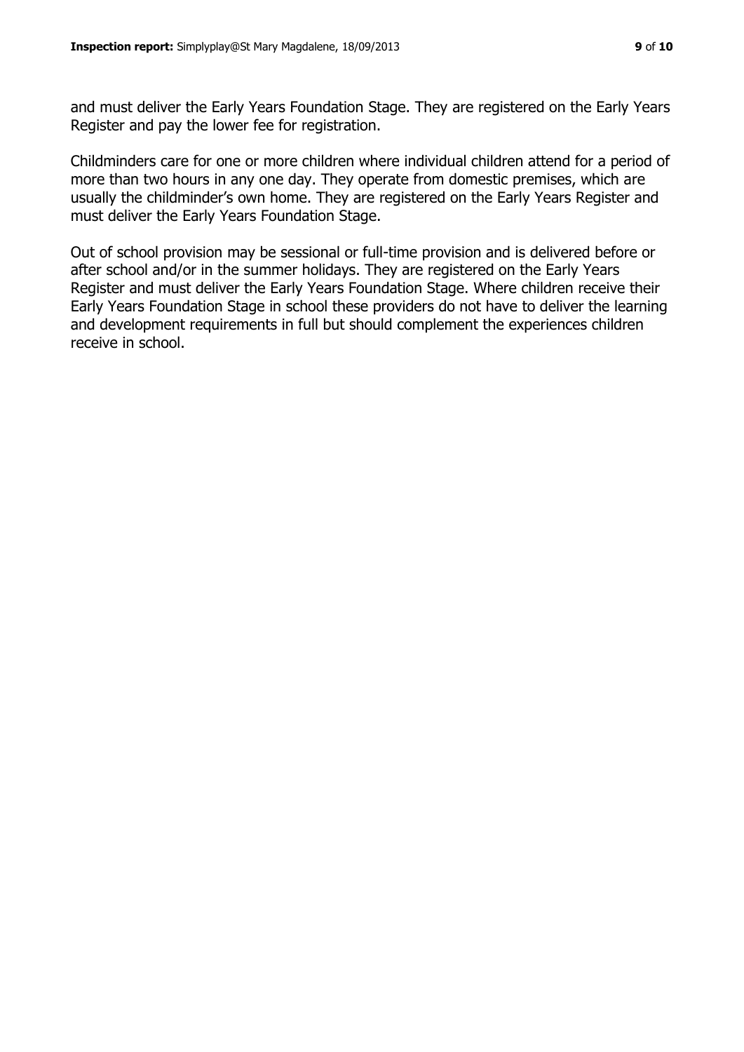and must deliver the Early Years Foundation Stage. They are registered on the Early Years Register and pay the lower fee for registration.

Childminders care for one or more children where individual children attend for a period of more than two hours in any one day. They operate from domestic premises, which are usually the childminder's own home. They are registered on the Early Years Register and must deliver the Early Years Foundation Stage.

Out of school provision may be sessional or full-time provision and is delivered before or after school and/or in the summer holidays. They are registered on the Early Years Register and must deliver the Early Years Foundation Stage. Where children receive their Early Years Foundation Stage in school these providers do not have to deliver the learning and development requirements in full but should complement the experiences children receive in school.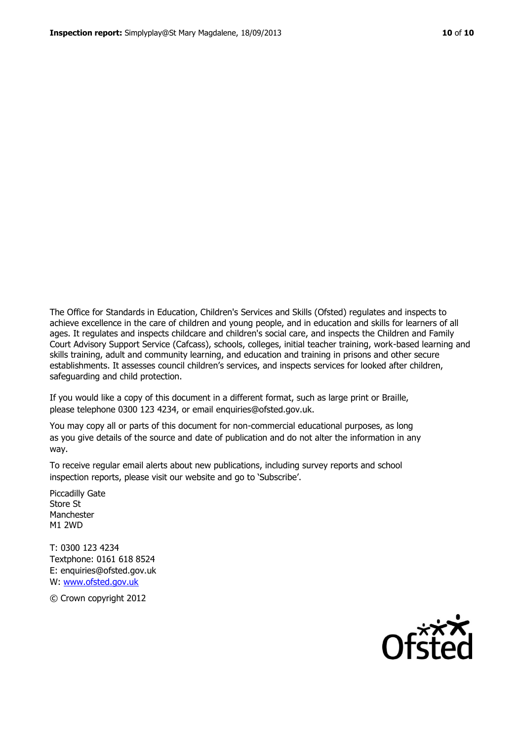The Office for Standards in Education, Children's Services and Skills (Ofsted) regulates and inspects to achieve excellence in the care of children and young people, and in education and skills for learners of all ages. It regulates and inspects childcare and children's social care, and inspects the Children and Family Court Advisory Support Service (Cafcass), schools, colleges, initial teacher training, work-based learning and skills training, adult and community learning, and education and training in prisons and other secure establishments. It assesses council children's services, and inspects services for looked after children, safeguarding and child protection.

If you would like a copy of this document in a different format, such as large print or Braille, please telephone 0300 123 4234, or email enquiries@ofsted.gov.uk.

You may copy all or parts of this document for non-commercial educational purposes, as long as you give details of the source and date of publication and do not alter the information in any way.

To receive regular email alerts about new publications, including survey reports and school inspection reports, please visit our website and go to 'Subscribe'.

Piccadilly Gate
Store St
Manchester
M1 2WD

T: 0300 123 4234
Textphone: 0161 618 8524
E: enquiries@ofsted.gov.uk
W: www.ofsted.gov.uk

© Crown copyright 2012

Ofsted